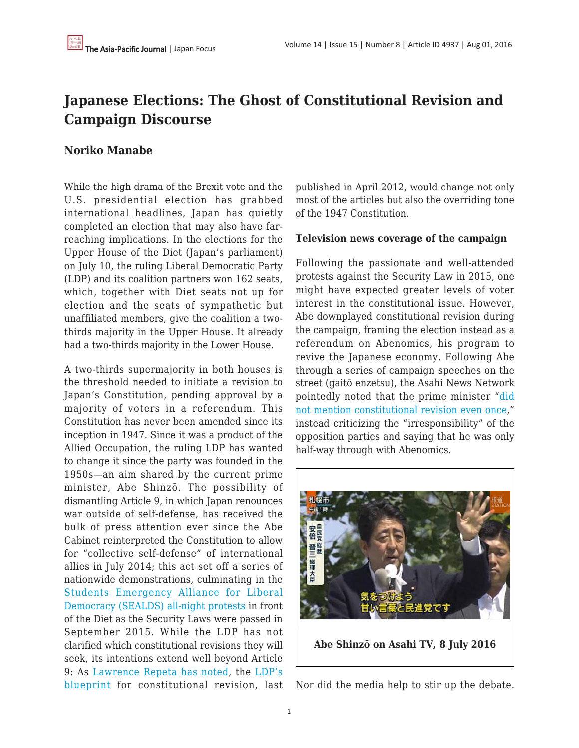# Japanese Elections: The Ghost of Constitutional Revision and Campaign Discourse

## Noriko Manabe

While the high drama of the Brexit vote and the U.S. presidential election has grabbed international headlines, Japan has quietly completed an election that may also have far-reaching implications. In the elections for the Upper House of the Diet (Japan's parliament) on July 10, the ruling Liberal Democratic Party (LDP) and its coalition partners won 162 seats, which, together with Diet seats not up for election and the seats of sympathetic but unaffiliated members, give the coalition a two-thirds majority in the Upper House. It already had a two-thirds majority in the Lower House.

A two-thirds supermajority in both houses is the threshold needed to initiate a revision to Japan's Constitution, pending approval by a majority of voters in a referendum. This Constitution has never been amended since its inception in 1947. Since it was a product of the Allied Occupation, the ruling LDP has wanted to change it since the party was founded in the 1950s—an aim shared by the current prime minister, Abe Shinzō. The possibility of dismantling Article 9, in which Japan renounces war outside of self-defense, has received the bulk of press attention ever since the Abe Cabinet reinterpreted the Constitution to allow for "collective self-defense" of international allies in July 2014; this act set off a series of nationwide demonstrations, culminating in the Students Emergency Alliance for Liberal Democracy (SEALDS) all-night protests in front of the Diet as the Security Laws were passed in September 2015. While the LDP has not clarified which constitutional revisions they will seek, its intentions extend well beyond Article 9: As Lawrence Repeta has noted, the LDP's blueprint for constitutional revision, last published in April 2012, would change not only most of the articles but also the overriding tone of the 1947 Constitution.

**Television news coverage of the campaign**

Following the passionate and well-attended protests against the Security Law in 2015, one might have expected greater levels of voter interest in the constitutional issue. However, Abe downplayed constitutional revision during the campaign, framing the election instead as a referendum on Abenomics, his program to revive the Japanese economy. Following Abe through a series of campaign speeches on the street (gaitō enzetsu), the Asahi News Network pointedly noted that the prime minister "did not mention constitutional revision even once," instead criticizing the "irresponsibility" of the opposition parties and saying that he was only half-way through with Abenomics.

**Abe Shinzō on Asahi TV, 8 July 2016**

Nor did the media help to stir up the debate.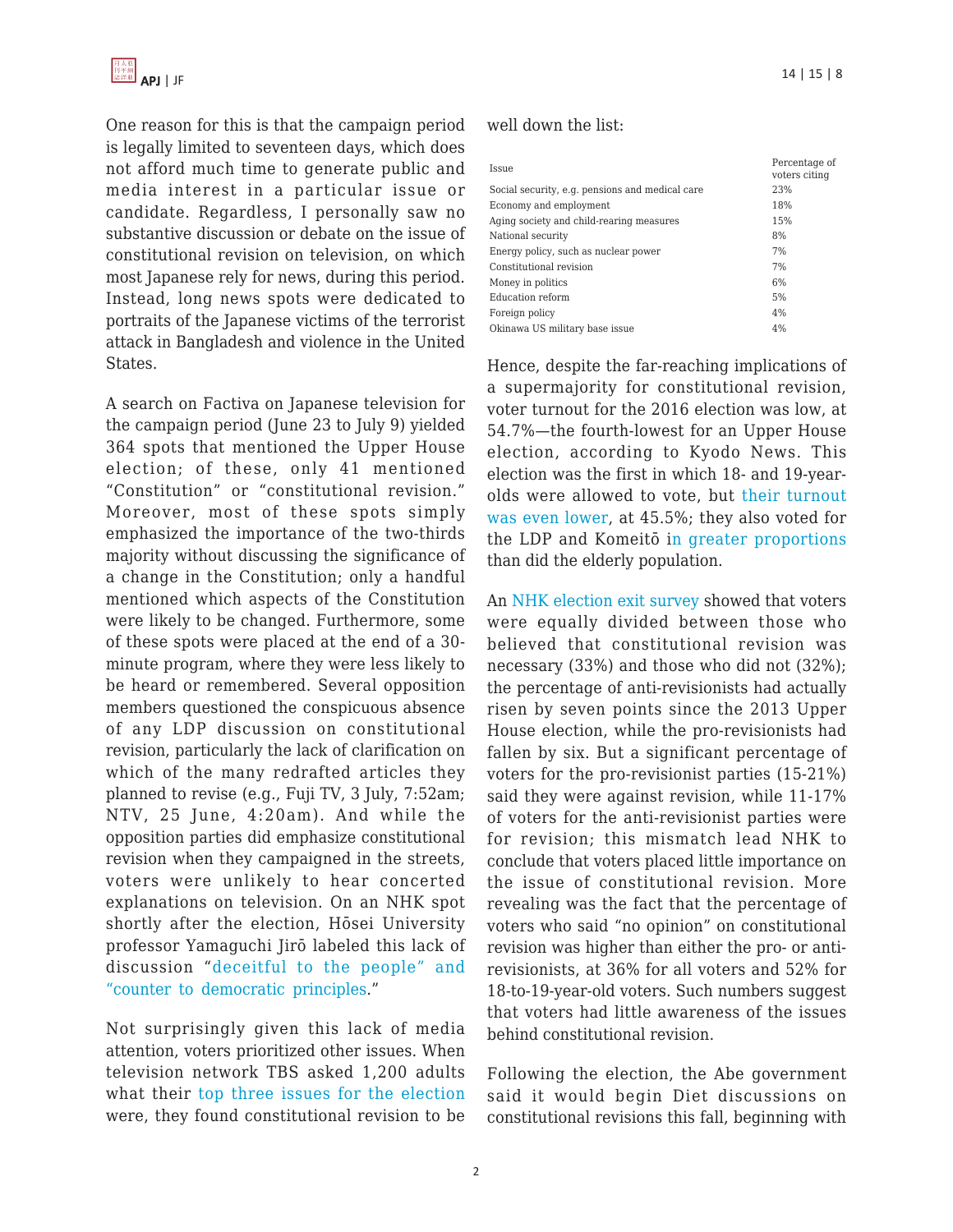One reason for this is that the campaign period is legally limited to seventeen days, which does not afford much time to generate public and media interest in a particular issue or candidate. Regardless, I personally saw no substantive discussion or debate on the issue of constitutional revision on television, on which most Japanese rely for news, during this period. Instead, long news spots were dedicated to portraits of the Japanese victims of the terrorist attack in Bangladesh and violence in the United States.

A search on Factiva on Japanese television for the campaign period (June 23 to July 9) yielded 364 spots that mentioned the Upper House election; of these, only 41 mentioned "Constitution" or "constitutional revision." Moreover, most of these spots simply emphasized the importance of the two-thirds majority without discussing the significance of a change in the Constitution; only a handful mentioned which aspects of the Constitution were likely to be changed. Furthermore, some of these spots were placed at the end of a 30-minute program, where they were less likely to be heard or remembered. Several opposition members questioned the conspicuous absence of any LDP discussion on constitutional revision, particularly the lack of clarification on which of the many redrafted articles they planned to revise (e.g., Fuji TV, 3 July, 7:52am; NTV, 25 June, 4:20am). And while the opposition parties did emphasize constitutional revision when they campaigned in the streets, voters were unlikely to hear concerted explanations on television. On an NHK spot shortly after the election, Hōsei University professor Yamaguchi Jirō labeled this lack of discussion "deceitful to the people" and "counter to democratic principles."

Not surprisingly given this lack of media attention, voters prioritized other issues. When television network TBS asked 1,200 adults what their top three issues for the election were, they found constitutional revision to be well down the list:

| Issue | Percentage of voters citing |
|---|---|
| Social security, e.g. pensions and medical care | 23% |
| Economy and employment | 18% |
| Aging society and child-rearing measures | 15% |
| National security | 8% |
| Energy policy, such as nuclear power | 7% |
| Constitutional revision | 7% |
| Money in politics | 6% |
| Education reform | 5% |
| Foreign policy | 4% |
| Okinawa US military base issue | 4% |

Hence, despite the far-reaching implications of a supermajority for constitutional revision, voter turnout for the 2016 election was low, at 54.7%—the fourth-lowest for an Upper House election, according to Kyodo News. This election was the first in which 18- and 19-year-olds were allowed to vote, but their turnout was even lower, at 45.5%; they also voted for the LDP and Komeitō in greater proportions than did the elderly population.

An NHK election exit survey showed that voters were equally divided between those who believed that constitutional revision was necessary (33%) and those who did not (32%); the percentage of anti-revisionists had actually risen by seven points since the 2013 Upper House election, while the pro-revisionists had fallen by six. But a significant percentage of voters for the pro-revisionist parties (15-21%) said they were against revision, while 11-17% of voters for the anti-revisionist parties were for revision; this mismatch lead NHK to conclude that voters placed little importance on the issue of constitutional revision. More revealing was the fact that the percentage of voters who said "no opinion" on constitutional revision was higher than either the pro- or anti-revisionists, at 36% for all voters and 52% for 18-to-19-year-old voters. Such numbers suggest that voters had little awareness of the issues behind constitutional revision.

Following the election, the Abe government said it would begin Diet discussions on constitutional revisions this fall, beginning with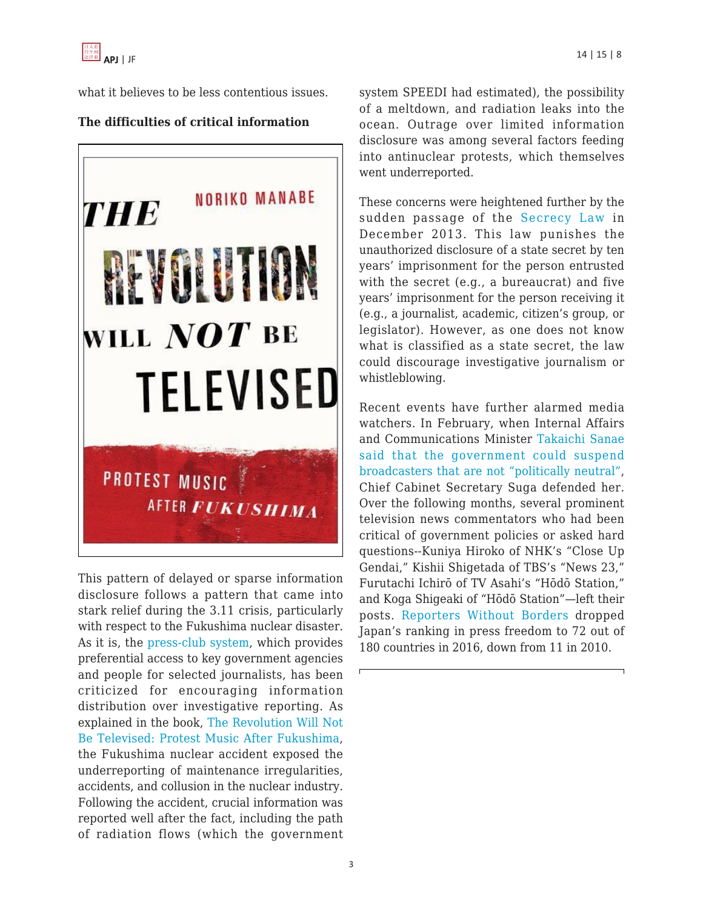what it believes to be less contentious issues.

**The difficulties of critical information**

This pattern of delayed or sparse information disclosure follows a pattern that came into stark relief during the 3.11 crisis, particularly with respect to the Fukushima nuclear disaster. As it is, the press-club system, which provides preferential access to key government agencies and people for selected journalists, has been criticized for encouraging information distribution over investigative reporting. As explained in the book, The Revolution Will Not Be Televised: Protest Music After Fukushima, the Fukushima nuclear accident exposed the underreporting of maintenance irregularities, accidents, and collusion in the nuclear industry. Following the accident, crucial information was reported well after the fact, including the path of radiation flows (which the government system SPEEDI had estimated), the possibility of a meltdown, and radiation leaks into the ocean. Outrage over limited information disclosure was among several factors feeding into antinuclear protests, which themselves went underreported.

These concerns were heightened further by the sudden passage of the Secrecy Law in December 2013. This law punishes the unauthorized disclosure of a state secret by ten years' imprisonment for the person entrusted with the secret (e.g., a bureaucrat) and five years' imprisonment for the person receiving it (e.g., a journalist, academic, citizen's group, or legislator). However, as one does not know what is classified as a state secret, the law could discourage investigative journalism or whistleblowing.

Recent events have further alarmed media watchers. In February, when Internal Affairs and Communications Minister Takaichi Sanae said that the government could suspend broadcasters that are not "politically neutral", Chief Cabinet Secretary Suga defended her. Over the following months, several prominent television news commentators who had been critical of government policies or asked hard questions--Kuniya Hiroko of NHK's "Close Up Gendai," Kishii Shigetada of TBS's "News 23," Furutachi Ichirō of TV Asahi's "Hōdō Station," and Koga Shigeaki of "Hōdō Station"—left their posts. Reporters Without Borders dropped Japan's ranking in press freedom to 72 out of 180 countries in 2016, down from 11 in 2010.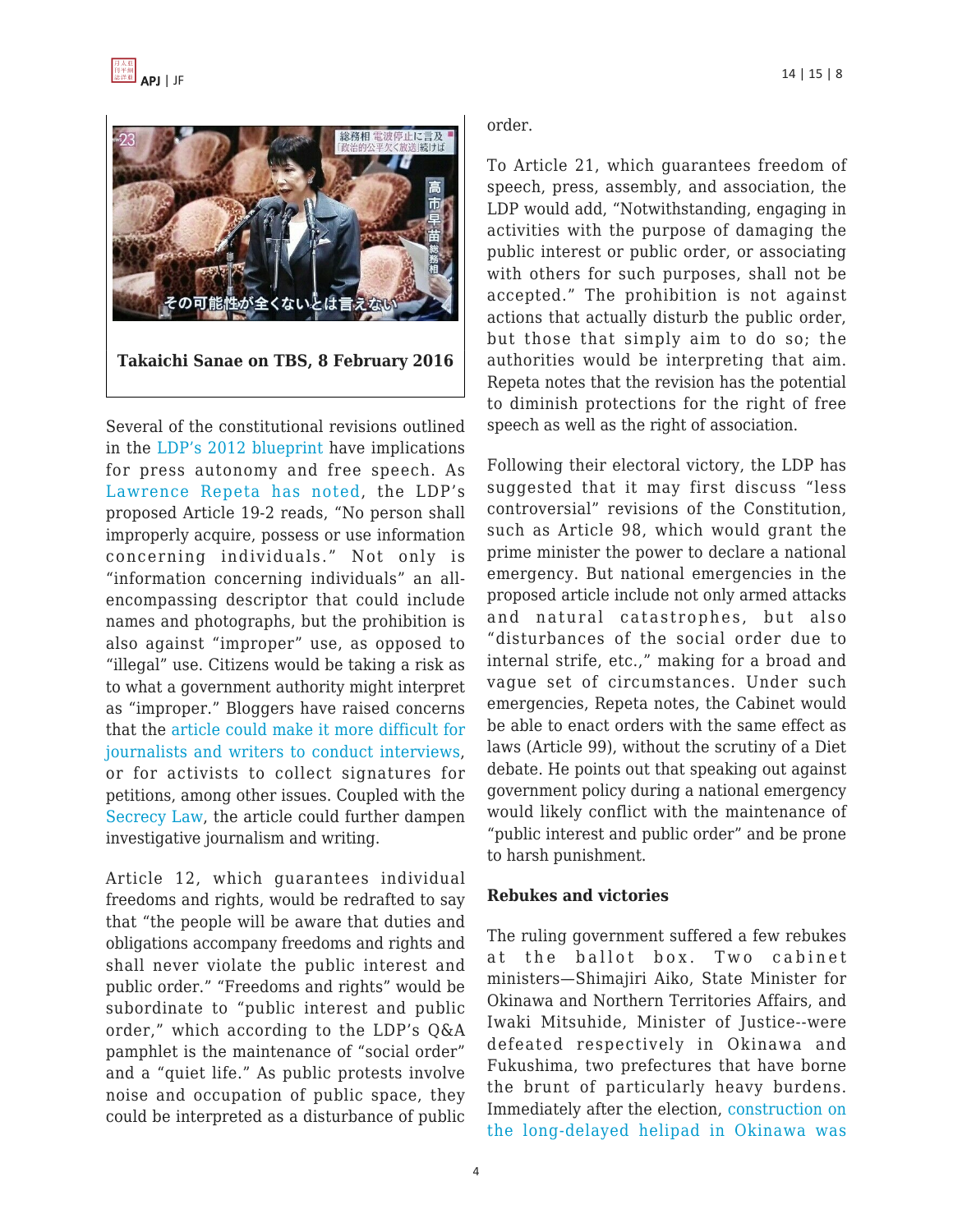Takaichi Sanae on TBS, 8 February 2016

Several of the constitutional revisions outlined in the LDP's 2012 blueprint have implications for press autonomy and free speech. As Lawrence Repeta has noted, the LDP's proposed Article 19-2 reads, "No person shall improperly acquire, possess or use information concerning individuals." Not only is "information concerning individuals" an all-encompassing descriptor that could include names and photographs, but the prohibition is also against "improper" use, as opposed to "illegal" use. Citizens would be taking a risk as to what a government authority might interpret as "improper." Bloggers have raised concerns that the article could make it more difficult for journalists and writers to conduct interviews, or for activists to collect signatures for petitions, among other issues. Coupled with the Secrecy Law, the article could further dampen investigative journalism and writing.

Article 12, which guarantees individual freedoms and rights, would be redrafted to say that "the people will be aware that duties and obligations accompany freedoms and rights and shall never violate the public interest and public order." "Freedoms and rights" would be subordinate to "public interest and public order," which according to the LDP's Q&A pamphlet is the maintenance of "social order" and a "quiet life." As public protests involve noise and occupation of public space, they could be interpreted as a disturbance of public order.

To Article 21, which guarantees freedom of speech, press, assembly, and association, the LDP would add, "Notwithstanding, engaging in activities with the purpose of damaging the public interest or public order, or associating with others for such purposes, shall not be accepted." The prohibition is not against actions that actually disturb the public order, but those that simply aim to do so; the authorities would be interpreting that aim. Repeta notes that the revision has the potential to diminish protections for the right of free speech as well as the right of association.

Following their electoral victory, the LDP has suggested that it may first discuss "less controversial" revisions of the Constitution, such as Article 98, which would grant the prime minister the power to declare a national emergency. But national emergencies in the proposed article include not only armed attacks and natural catastrophes, but also "disturbances of the social order due to internal strife, etc.," making for a broad and vague set of circumstances. Under such emergencies, Repeta notes, the Cabinet would be able to enact orders with the same effect as laws (Article 99), without the scrutiny of a Diet debate. He points out that speaking out against government policy during a national emergency would likely conflict with the maintenance of "public interest and public order" and be prone to harsh punishment.

### Rebukes and victories

The ruling government suffered a few rebukes at the ballot box. Two cabinet ministers—Shimajiri Aiko, State Minister for Okinawa and Northern Territories Affairs, and Iwaki Mitsuhide, Minister of Justice--were defeated respectively in Okinawa and Fukushima, two prefectures that have borne the brunt of particularly heavy burdens. Immediately after the election, construction on the long-delayed helipad in Okinawa was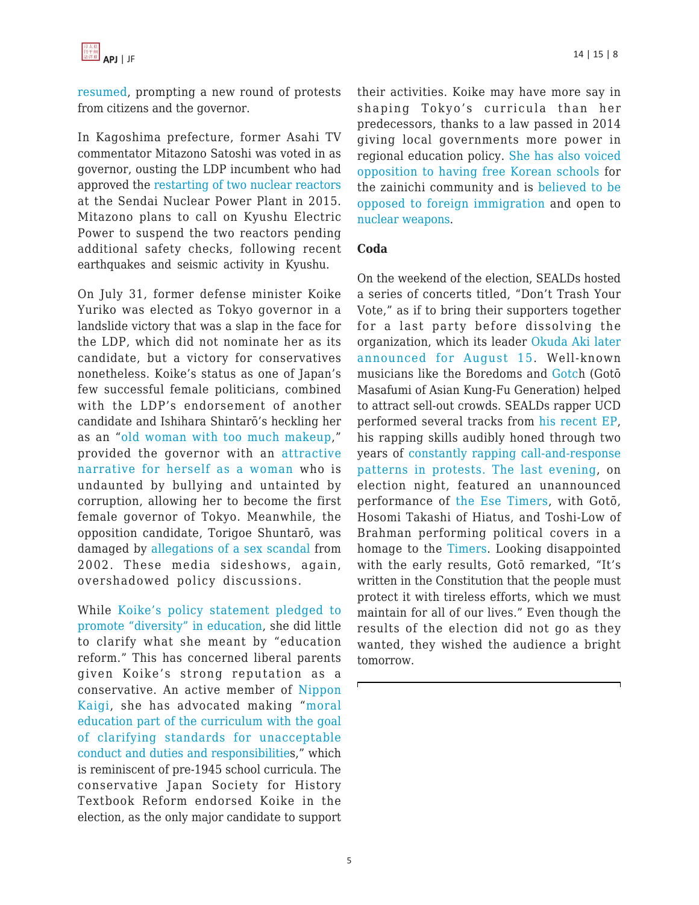resumed, prompting a new round of protests from citizens and the governor.

In Kagoshima prefecture, former Asahi TV commentator Mitazono Satoshi was voted in as governor, ousting the LDP incumbent who had approved the restarting of two nuclear reactors at the Sendai Nuclear Power Plant in 2015. Mitazono plans to call on Kyushu Electric Power to suspend the two reactors pending additional safety checks, following recent earthquakes and seismic activity in Kyushu.

On July 31, former defense minister Koike Yuriko was elected as Tokyo governor in a landslide victory that was a slap in the face for the LDP, which did not nominate her as its candidate, but a victory for conservatives nonetheless. Koike's status as one of Japan's few successful female politicians, combined with the LDP's endorsement of another candidate and Ishihara Shintarō's heckling her as an "old woman with too much makeup," provided the governor with an attractive narrative for herself as a woman who is undaunted by bullying and untainted by corruption, allowing her to become the first female governor of Tokyo. Meanwhile, the opposition candidate, Torigoe Shuntarō, was damaged by allegations of a sex scandal from 2002. These media sideshows, again, overshadowed policy discussions.

While Koike's policy statement pledged to promote "diversity" in education, she did little to clarify what she meant by "education reform." This has concerned liberal parents given Koike's strong reputation as a conservative. An active member of Nippon Kaigi, she has advocated making "moral education part of the curriculum with the goal of clarifying standards for unacceptable conduct and duties and responsibilities," which is reminiscent of pre-1945 school curricula. The conservative Japan Society for History Textbook Reform endorsed Koike in the election, as the only major candidate to support their activities. Koike may have more say in shaping Tokyo's curricula than her predecessors, thanks to a law passed in 2014 giving local governments more power in regional education policy. She has also voiced opposition to having free Korean schools for the zainichi community and is believed to be opposed to foreign immigration and open to nuclear weapons.

**Coda**

On the weekend of the election, SEALDs hosted a series of concerts titled, "Don't Trash Your Vote," as if to bring their supporters together for a last party before dissolving the organization, which its leader Okuda Aki later announced for August 15. Well-known musicians like the Boredoms and Gotch (Gotō Masafumi of Asian Kung-Fu Generation) helped to attract sell-out crowds. SEALDs rapper UCD performed several tracks from his recent EP, his rapping skills audibly honed through two years of constantly rapping call-and-response patterns in protests. The last evening, on election night, featured an unannounced performance of the Ese Timers, with Gotō, Hosomi Takashi of Hiatus, and Toshi-Low of Brahman performing political covers in a homage to the Timers. Looking disappointed with the early results, Gotō remarked, "It's written in the Constitution that the people must protect it with tireless efforts, which we must maintain for all of our lives." Even though the results of the election did not go as they wanted, they wished the audience a bright tomorrow.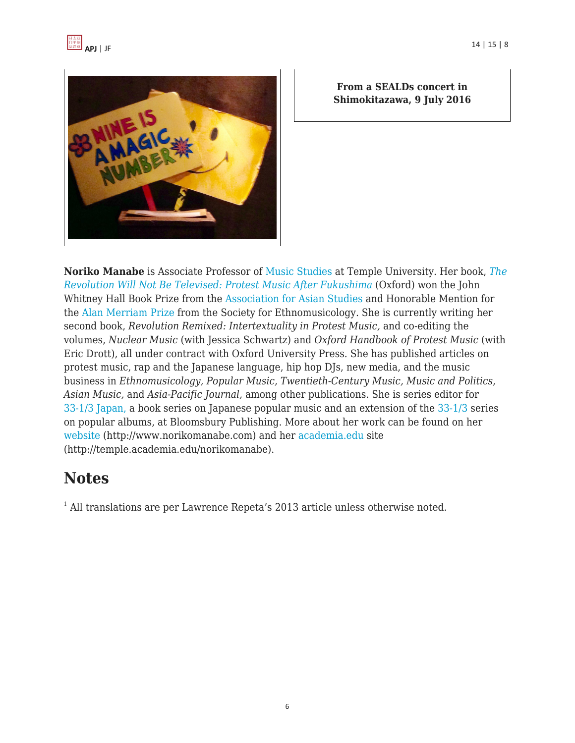From a SEALDs concert in Shimokitazawa, 9 July 2016

**Noriko Manabe** is Associate Professor of Music Studies at Temple University. Her book, *The Revolution Will Not Be Televised: Protest Music After Fukushima* (Oxford) won the John Whitney Hall Book Prize from the Association for Asian Studies and Honorable Mention for the Alan Merriam Prize from the Society for Ethnomusicology. She is currently writing her second book, *Revolution Remixed: Intertextuality in Protest Music,* and co-editing the volumes, *Nuclear Music* (with Jessica Schwartz) and *Oxford Handbook of Protest Music* (with Eric Drott), all under contract with Oxford University Press. She has published articles on protest music, rap and the Japanese language, hip hop DJs, new media, and the music business in *Ethnomusicology, Popular Music, Twentieth-Century Music, Music and Politics, Asian Music,* and *Asia-Pacific Journal,* among other publications. She is series editor for 33-1/3 Japan, a book series on Japanese popular music and an extension of the 33-1/3 series on popular albums, at Bloomsbury Publishing. More about her work can be found on her website (http://www.norikomanabe.com) and her academia.edu site (http://temple.academia.edu/norikomanabe).

## Notes

[1] All translations are per Lawrence Repeta's 2013 article unless otherwise noted.